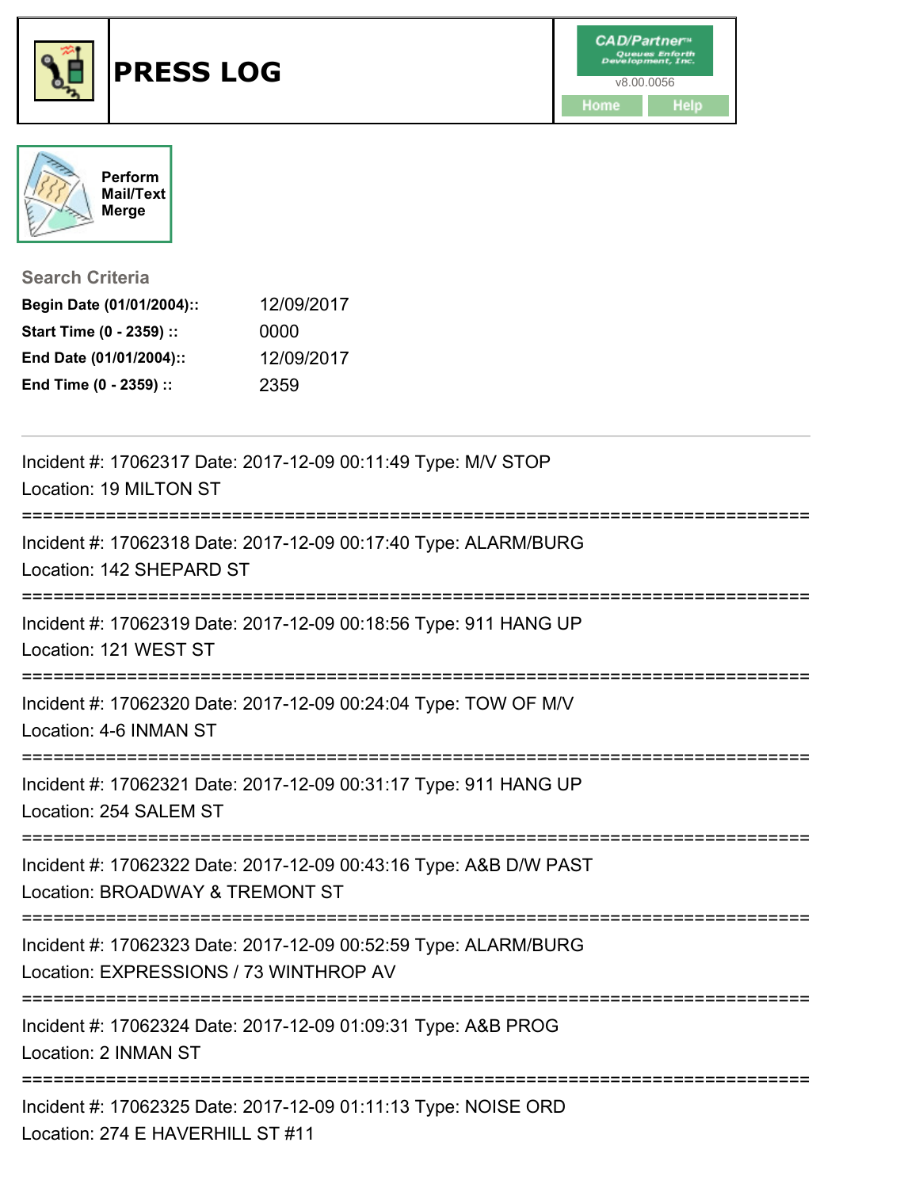# PRESS LOG

CAD/Partner™
Queues Enforth Development, Inc.
v8.00.0056

Home Help

Perform Mail/Text Merge

**Search Criteria**

| | |
|---|---|
| **Begin Date (01/01/2004)::** | 12/09/2017 |
| **Start Time (0 - 2359) ::** | 0000 |
| **End Date (01/01/2004)::** | 12/09/2017 |
| **End Time (0 - 2359) ::** | 2359 |

---

Incident #: 17062317 Date: 2017-12-09 00:11:49 Type: M/V STOP
Location: 19 MILTON ST

===========================================================================

Incident #: 17062318 Date: 2017-12-09 00:17:40 Type: ALARM/BURG
Location: 142 SHEPARD ST

===========================================================================

Incident #: 17062319 Date: 2017-12-09 00:18:56 Type: 911 HANG UP
Location: 121 WEST ST

===========================================================================

Incident #: 17062320 Date: 2017-12-09 00:24:04 Type: TOW OF M/V
Location: 4-6 INMAN ST

===========================================================================

Incident #: 17062321 Date: 2017-12-09 00:31:17 Type: 911 HANG UP
Location: 254 SALEM ST

===========================================================================

Incident #: 17062322 Date: 2017-12-09 00:43:16 Type: A&B D/W PAST
Location: BROADWAY & TREMONT ST

===========================================================================

Incident #: 17062323 Date: 2017-12-09 00:52:59 Type: ALARM/BURG
Location: EXPRESSIONS / 73 WINTHROP AV

===========================================================================

Incident #: 17062324 Date: 2017-12-09 01:09:31 Type: A&B PROG
Location: 2 INMAN ST

===========================================================================

Incident #: 17062325 Date: 2017-12-09 01:11:13 Type: NOISE ORD
Location: 274 E HAVERHILL ST #11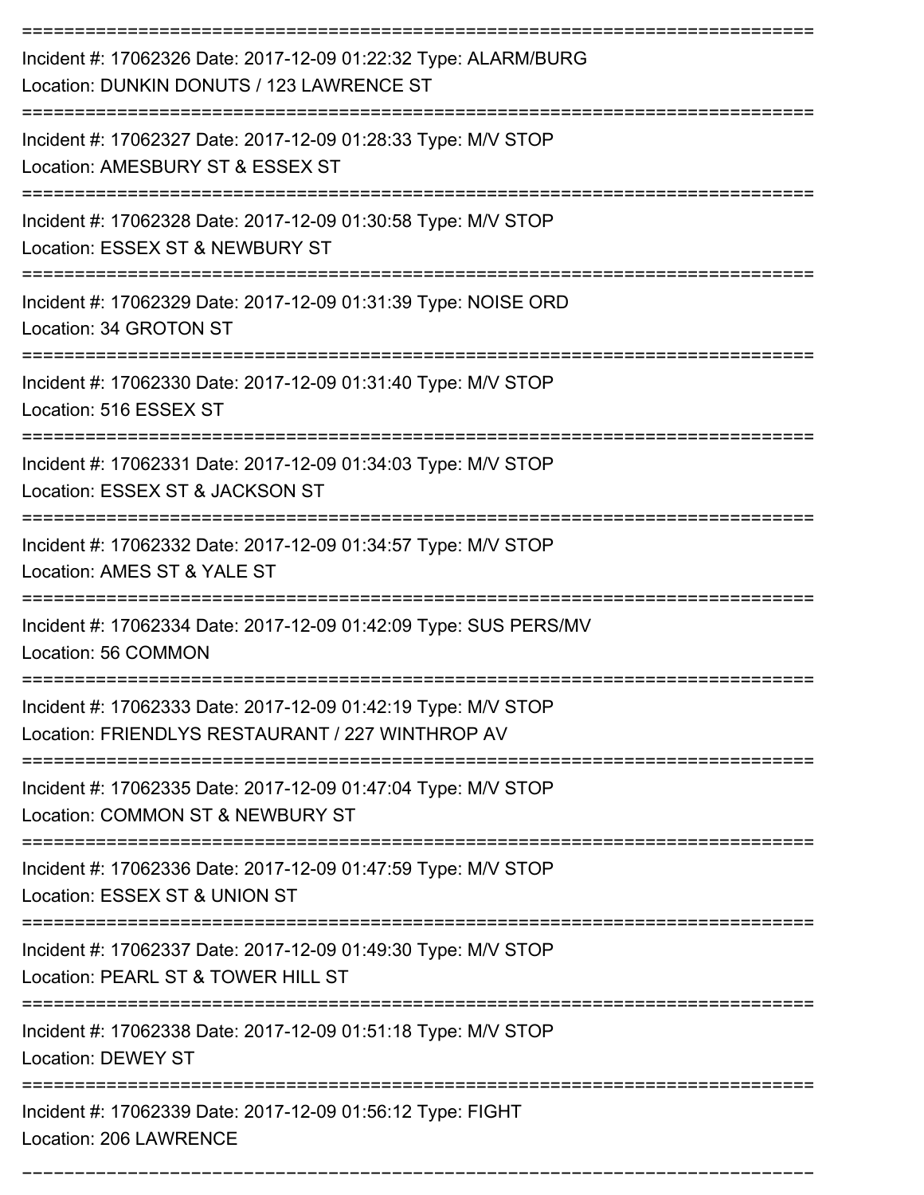Incident #: 17062326 Date: 2017-12-09 01:22:32 Type: ALARM/BURG
Location: DUNKIN DONUTS / 123 LAWRENCE ST

Incident #: 17062327 Date: 2017-12-09 01:28:33 Type: M/V STOP
Location: AMESBURY ST & ESSEX ST

Incident #: 17062328 Date: 2017-12-09 01:30:58 Type: M/V STOP
Location: ESSEX ST & NEWBURY ST

Incident #: 17062329 Date: 2017-12-09 01:31:39 Type: NOISE ORD
Location: 34 GROTON ST

Incident #: 17062330 Date: 2017-12-09 01:31:40 Type: M/V STOP
Location: 516 ESSEX ST

Incident #: 17062331 Date: 2017-12-09 01:34:03 Type: M/V STOP
Location: ESSEX ST & JACKSON ST

Incident #: 17062332 Date: 2017-12-09 01:34:57 Type: M/V STOP
Location: AMES ST & YALE ST

Incident #: 17062334 Date: 2017-12-09 01:42:09 Type: SUS PERS/MV
Location: 56 COMMON

Incident #: 17062333 Date: 2017-12-09 01:42:19 Type: M/V STOP
Location: FRIENDLYS RESTAURANT / 227 WINTHROP AV

Incident #: 17062335 Date: 2017-12-09 01:47:04 Type: M/V STOP
Location: COMMON ST & NEWBURY ST

Incident #: 17062336 Date: 2017-12-09 01:47:59 Type: M/V STOP
Location: ESSEX ST & UNION ST

Incident #: 17062337 Date: 2017-12-09 01:49:30 Type: M/V STOP
Location: PEARL ST & TOWER HILL ST

Incident #: 17062338 Date: 2017-12-09 01:51:18 Type: M/V STOP
Location: DEWEY ST

Incident #: 17062339 Date: 2017-12-09 01:56:12 Type: FIGHT
Location: 206 LAWRENCE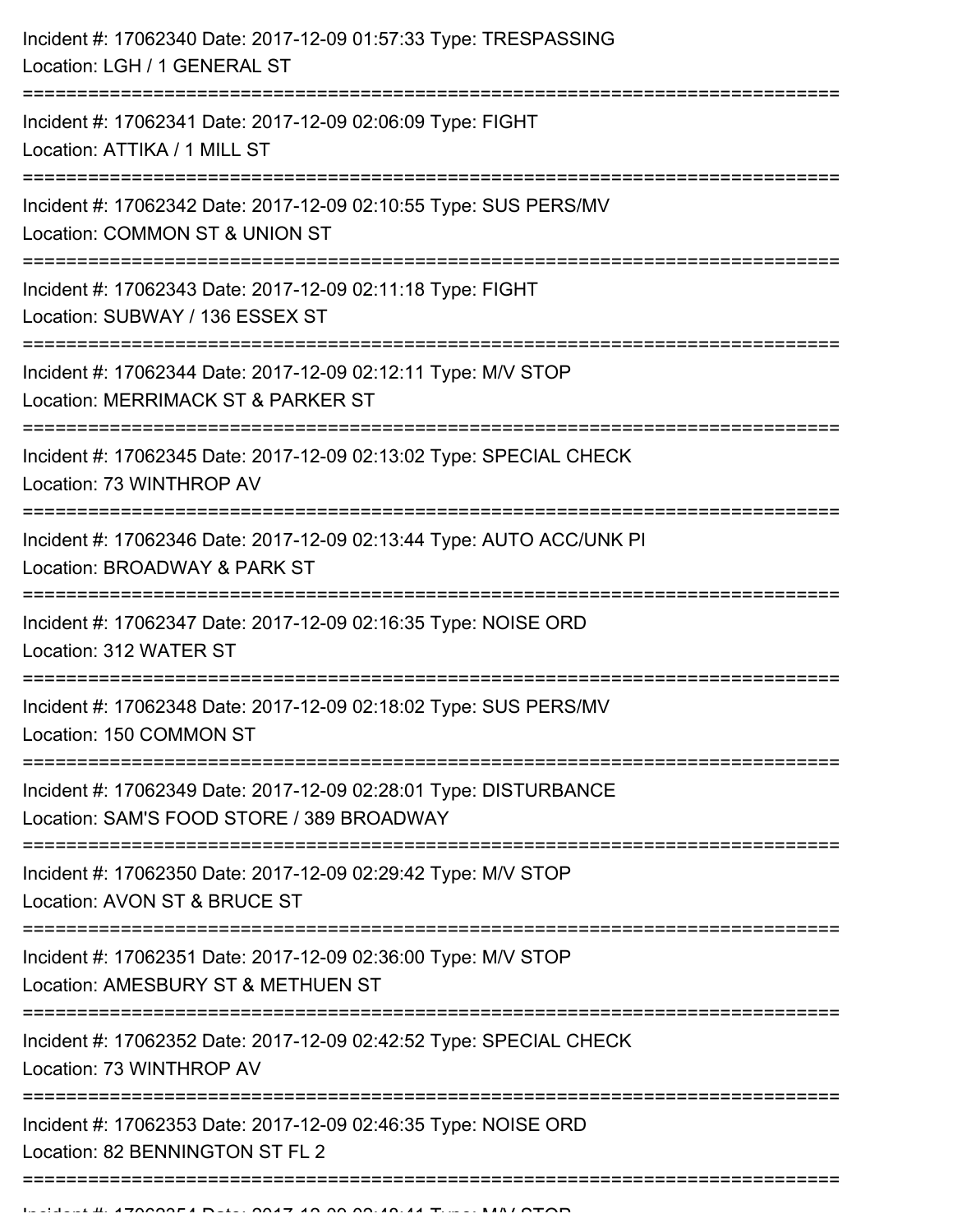Incident #: 17062340 Date: 2017-12-09 01:57:33 Type: TRESPASSING
Location: LGH / 1 GENERAL ST

===========================================================================

Incident #: 17062341 Date: 2017-12-09 02:06:09 Type: FIGHT
Location: ATTIKA / 1 MILL ST

===========================================================================

Incident #: 17062342 Date: 2017-12-09 02:10:55 Type: SUS PERS/MV
Location: COMMON ST & UNION ST

===========================================================================

Incident #: 17062343 Date: 2017-12-09 02:11:18 Type: FIGHT
Location: SUBWAY / 136 ESSEX ST

===========================================================================

Incident #: 17062344 Date: 2017-12-09 02:12:11 Type: M/V STOP
Location: MERRIMACK ST & PARKER ST

===========================================================================

Incident #: 17062345 Date: 2017-12-09 02:13:02 Type: SPECIAL CHECK
Location: 73 WINTHROP AV

===========================================================================

Incident #: 17062346 Date: 2017-12-09 02:13:44 Type: AUTO ACC/UNK PI
Location: BROADWAY & PARK ST

===========================================================================

Incident #: 17062347 Date: 2017-12-09 02:16:35 Type: NOISE ORD
Location: 312 WATER ST

===========================================================================

Incident #: 17062348 Date: 2017-12-09 02:18:02 Type: SUS PERS/MV
Location: 150 COMMON ST

===========================================================================

Incident #: 17062349 Date: 2017-12-09 02:28:01 Type: DISTURBANCE
Location: SAM'S FOOD STORE / 389 BROADWAY

===========================================================================

Incident #: 17062350 Date: 2017-12-09 02:29:42 Type: M/V STOP
Location: AVON ST & BRUCE ST

===========================================================================

Incident #: 17062351 Date: 2017-12-09 02:36:00 Type: M/V STOP
Location: AMESBURY ST & METHUEN ST

===========================================================================

Incident #: 17062352 Date: 2017-12-09 02:42:52 Type: SPECIAL CHECK
Location: 73 WINTHROP AV

===========================================================================

Incident #: 17062353 Date: 2017-12-09 02:46:35 Type: NOISE ORD
Location: 82 BENNINGTON ST FL 2

===========================================================================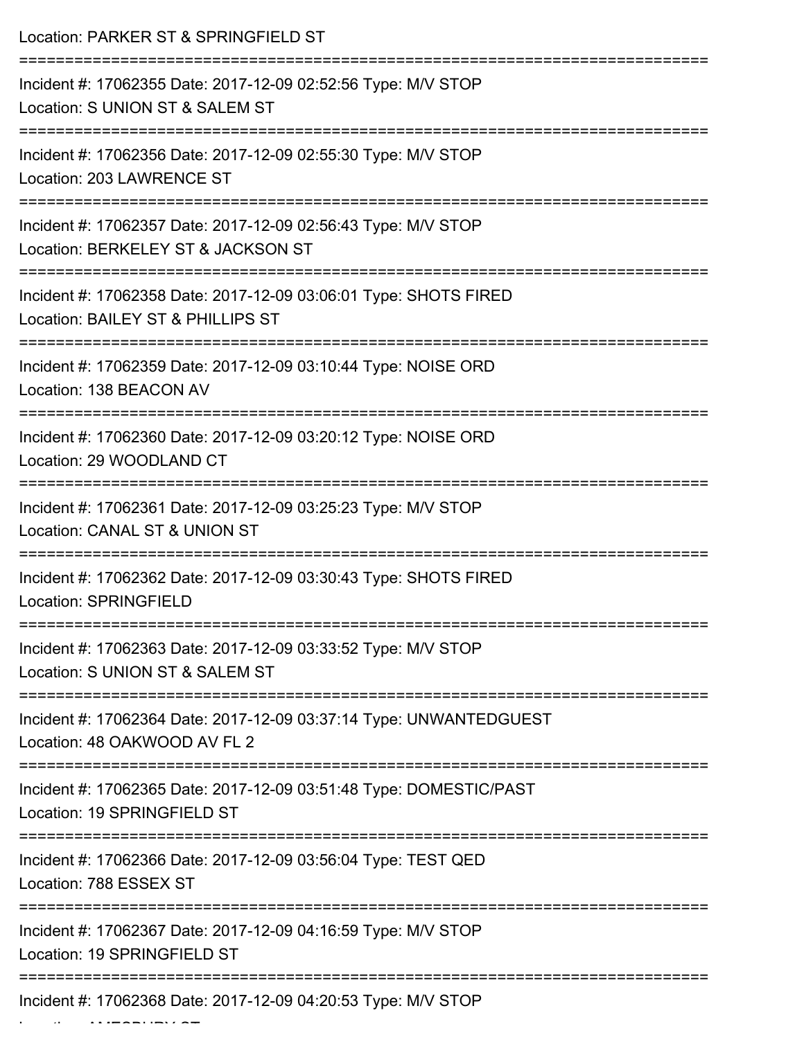Location: PARKER ST & SPRINGFIELD ST

===========================================================================

Incident #: 17062355 Date: 2017-12-09 02:52:56 Type: M/V STOP
Location: S UNION ST & SALEM ST

===========================================================================

Incident #: 17062356 Date: 2017-12-09 02:55:30 Type: M/V STOP
Location: 203 LAWRENCE ST

===========================================================================

Incident #: 17062357 Date: 2017-12-09 02:56:43 Type: M/V STOP
Location: BERKELEY ST & JACKSON ST

===========================================================================

Incident #: 17062358 Date: 2017-12-09 03:06:01 Type: SHOTS FIRED
Location: BAILEY ST & PHILLIPS ST

===========================================================================

Incident #: 17062359 Date: 2017-12-09 03:10:44 Type: NOISE ORD
Location: 138 BEACON AV

===========================================================================

Incident #: 17062360 Date: 2017-12-09 03:20:12 Type: NOISE ORD
Location: 29 WOODLAND CT

===========================================================================

Incident #: 17062361 Date: 2017-12-09 03:25:23 Type: M/V STOP
Location: CANAL ST & UNION ST

===========================================================================

Incident #: 17062362 Date: 2017-12-09 03:30:43 Type: SHOTS FIRED
Location: SPRINGFIELD

===========================================================================

Incident #: 17062363 Date: 2017-12-09 03:33:52 Type: M/V STOP
Location: S UNION ST & SALEM ST

===========================================================================

Incident #: 17062364 Date: 2017-12-09 03:37:14 Type: UNWANTEDGUEST
Location: 48 OAKWOOD AV FL 2

===========================================================================

Incident #: 17062365 Date: 2017-12-09 03:51:48 Type: DOMESTIC/PAST
Location: 19 SPRINGFIELD ST

===========================================================================

Incident #: 17062366 Date: 2017-12-09 03:56:04 Type: TEST QED
Location: 788 ESSEX ST

===========================================================================

Incident #: 17062367 Date: 2017-12-09 04:16:59 Type: M/V STOP
Location: 19 SPRINGFIELD ST

===========================================================================

Incident #: 17062368 Date: 2017-12-09 04:20:53 Type: M/V STOP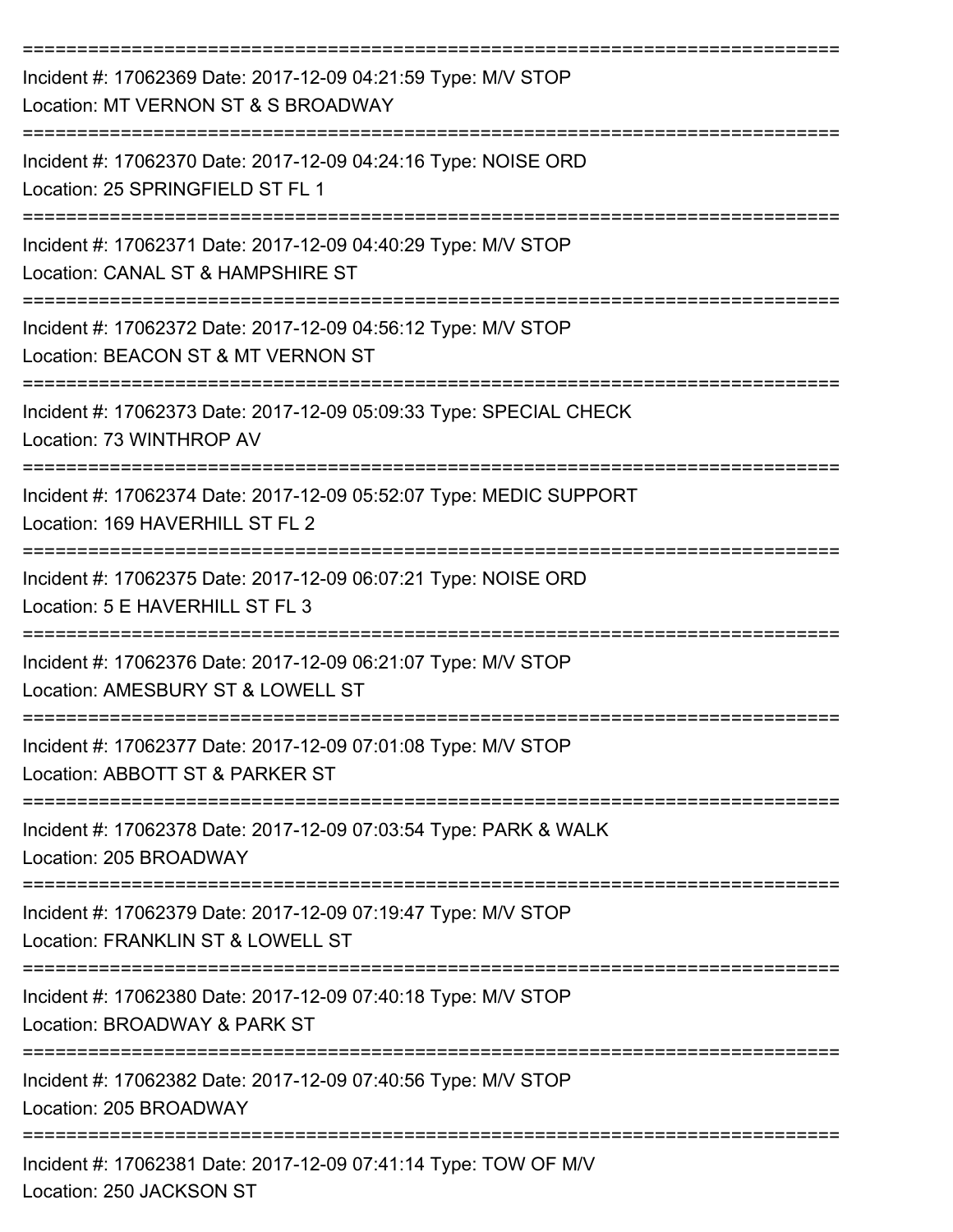===========================================================================

Incident #: 17062369 Date: 2017-12-09 04:21:59 Type: M/V STOP
Location: MT VERNON ST & S BROADWAY

===========================================================================

Incident #: 17062370 Date: 2017-12-09 04:24:16 Type: NOISE ORD
Location: 25 SPRINGFIELD ST FL 1

===========================================================================

Incident #: 17062371 Date: 2017-12-09 04:40:29 Type: M/V STOP
Location: CANAL ST & HAMPSHIRE ST

===========================================================================

Incident #: 17062372 Date: 2017-12-09 04:56:12 Type: M/V STOP
Location: BEACON ST & MT VERNON ST

===========================================================================

Incident #: 17062373 Date: 2017-12-09 05:09:33 Type: SPECIAL CHECK
Location: 73 WINTHROP AV

===========================================================================

Incident #: 17062374 Date: 2017-12-09 05:52:07 Type: MEDIC SUPPORT
Location: 169 HAVERHILL ST FL 2

===========================================================================

Incident #: 17062375 Date: 2017-12-09 06:07:21 Type: NOISE ORD
Location: 5 E HAVERHILL ST FL 3

===========================================================================

Incident #: 17062376 Date: 2017-12-09 06:21:07 Type: M/V STOP
Location: AMESBURY ST & LOWELL ST

===========================================================================

Incident #: 17062377 Date: 2017-12-09 07:01:08 Type: M/V STOP
Location: ABBOTT ST & PARKER ST

===========================================================================

Incident #: 17062378 Date: 2017-12-09 07:03:54 Type: PARK & WALK
Location: 205 BROADWAY

===========================================================================

Incident #: 17062379 Date: 2017-12-09 07:19:47 Type: M/V STOP
Location: FRANKLIN ST & LOWELL ST

===========================================================================

Incident #: 17062380 Date: 2017-12-09 07:40:18 Type: M/V STOP
Location: BROADWAY & PARK ST

===========================================================================

Incident #: 17062382 Date: 2017-12-09 07:40:56 Type: M/V STOP
Location: 205 BROADWAY

===========================================================================

Incident #: 17062381 Date: 2017-12-09 07:41:14 Type: TOW OF M/V
Location: 250 JACKSON ST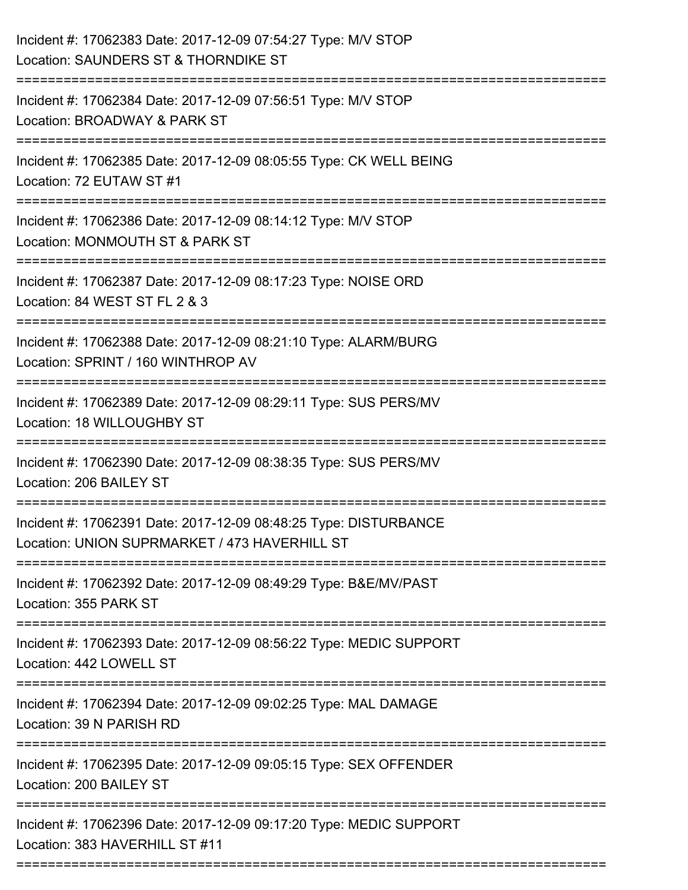Incident #: 17062383 Date: 2017-12-09 07:54:27 Type: M/V STOP
Location: SAUNDERS ST & THORNDIKE ST

===========================================================================

Incident #: 17062384 Date: 2017-12-09 07:56:51 Type: M/V STOP
Location: BROADWAY & PARK ST

===========================================================================

Incident #: 17062385 Date: 2017-12-09 08:05:55 Type: CK WELL BEING
Location: 72 EUTAW ST #1

===========================================================================

Incident #: 17062386 Date: 2017-12-09 08:14:12 Type: M/V STOP
Location: MONMOUTH ST & PARK ST

===========================================================================

Incident #: 17062387 Date: 2017-12-09 08:17:23 Type: NOISE ORD
Location: 84 WEST ST FL 2 & 3

===========================================================================

Incident #: 17062388 Date: 2017-12-09 08:21:10 Type: ALARM/BURG
Location: SPRINT / 160 WINTHROP AV

===========================================================================

Incident #: 17062389 Date: 2017-12-09 08:29:11 Type: SUS PERS/MV
Location: 18 WILLOUGHBY ST

===========================================================================

Incident #: 17062390 Date: 2017-12-09 08:38:35 Type: SUS PERS/MV
Location: 206 BAILEY ST

===========================================================================

Incident #: 17062391 Date: 2017-12-09 08:48:25 Type: DISTURBANCE
Location: UNION SUPRMARKET / 473 HAVERHILL ST

===========================================================================

Incident #: 17062392 Date: 2017-12-09 08:49:29 Type: B&E/MV/PAST
Location: 355 PARK ST

===========================================================================

Incident #: 17062393 Date: 2017-12-09 08:56:22 Type: MEDIC SUPPORT
Location: 442 LOWELL ST

===========================================================================

Incident #: 17062394 Date: 2017-12-09 09:02:25 Type: MAL DAMAGE
Location: 39 N PARISH RD

===========================================================================

Incident #: 17062395 Date: 2017-12-09 09:05:15 Type: SEX OFFENDER
Location: 200 BAILEY ST

===========================================================================

Incident #: 17062396 Date: 2017-12-09 09:17:20 Type: MEDIC SUPPORT
Location: 383 HAVERHILL ST #11

===========================================================================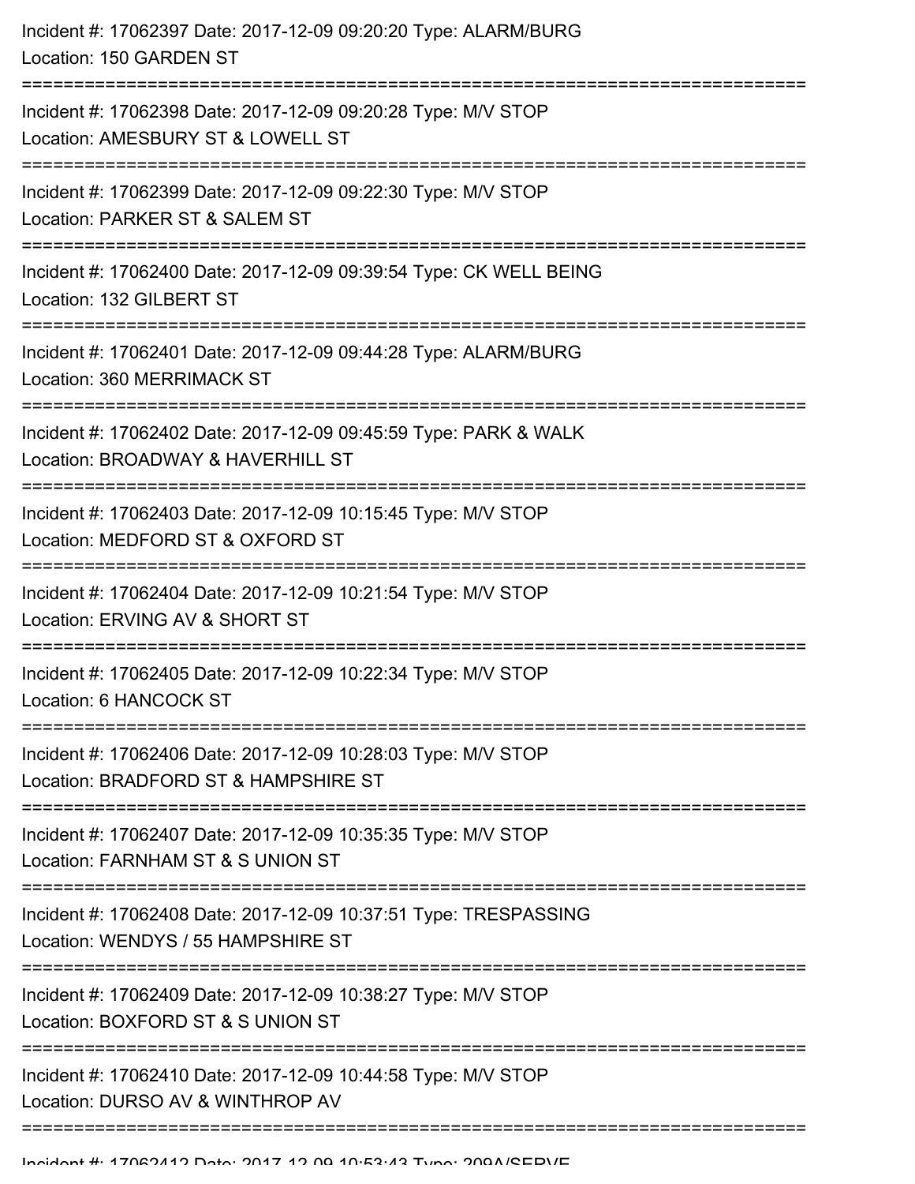Incident #: 17062397 Date: 2017-12-09 09:20:20 Type: ALARM/BURG
Location: 150 GARDEN ST

===========================================================================

Incident #: 17062398 Date: 2017-12-09 09:20:28 Type: M/V STOP
Location: AMESBURY ST & LOWELL ST

===========================================================================

Incident #: 17062399 Date: 2017-12-09 09:22:30 Type: M/V STOP
Location: PARKER ST & SALEM ST

===========================================================================

Incident #: 17062400 Date: 2017-12-09 09:39:54 Type: CK WELL BEING
Location: 132 GILBERT ST

===========================================================================

Incident #: 17062401 Date: 2017-12-09 09:44:28 Type: ALARM/BURG
Location: 360 MERRIMACK ST

===========================================================================

Incident #: 17062402 Date: 2017-12-09 09:45:59 Type: PARK & WALK
Location: BROADWAY & HAVERHILL ST

===========================================================================

Incident #: 17062403 Date: 2017-12-09 10:15:45 Type: M/V STOP
Location: MEDFORD ST & OXFORD ST

===========================================================================

Incident #: 17062404 Date: 2017-12-09 10:21:54 Type: M/V STOP
Location: ERVING AV & SHORT ST

===========================================================================

Incident #: 17062405 Date: 2017-12-09 10:22:34 Type: M/V STOP
Location: 6 HANCOCK ST

===========================================================================

Incident #: 17062406 Date: 2017-12-09 10:28:03 Type: M/V STOP
Location: BRADFORD ST & HAMPSHIRE ST

===========================================================================

Incident #: 17062407 Date: 2017-12-09 10:35:35 Type: M/V STOP
Location: FARNHAM ST & S UNION ST

===========================================================================

Incident #: 17062408 Date: 2017-12-09 10:37:51 Type: TRESPASSING
Location: WENDYS / 55 HAMPSHIRE ST

===========================================================================

Incident #: 17062409 Date: 2017-12-09 10:38:27 Type: M/V STOP
Location: BOXFORD ST & S UNION ST

===========================================================================

Incident #: 17062410 Date: 2017-12-09 10:44:58 Type: M/V STOP
Location: DURSO AV & WINTHROP AV

===========================================================================

Incident #: 17062412 Date: 2017-12-09 10:53:43 Type: 209A/SERVE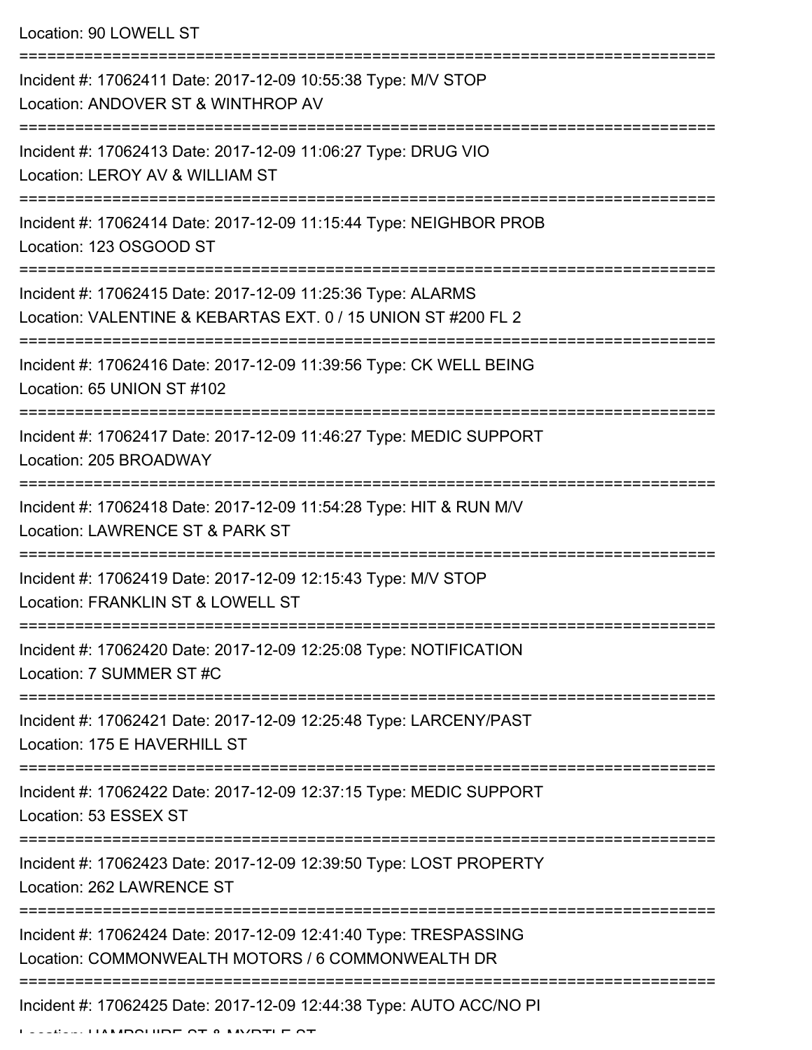Location: 90 LOWELL ST

===========================================================================

Incident #: 17062411 Date: 2017-12-09 10:55:38 Type: M/V STOP
Location: ANDOVER ST & WINTHROP AV

===========================================================================

Incident #: 17062413 Date: 2017-12-09 11:06:27 Type: DRUG VIO
Location: LEROY AV & WILLIAM ST

===========================================================================

Incident #: 17062414 Date: 2017-12-09 11:15:44 Type: NEIGHBOR PROB
Location: 123 OSGOOD ST

===========================================================================

Incident #: 17062415 Date: 2017-12-09 11:25:36 Type: ALARMS
Location: VALENTINE & KEBARTAS EXT. 0 / 15 UNION ST #200 FL 2

===========================================================================

Incident #: 17062416 Date: 2017-12-09 11:39:56 Type: CK WELL BEING
Location: 65 UNION ST #102

===========================================================================

Incident #: 17062417 Date: 2017-12-09 11:46:27 Type: MEDIC SUPPORT
Location: 205 BROADWAY

===========================================================================

Incident #: 17062418 Date: 2017-12-09 11:54:28 Type: HIT & RUN M/V
Location: LAWRENCE ST & PARK ST

===========================================================================

Incident #: 17062419 Date: 2017-12-09 12:15:43 Type: M/V STOP
Location: FRANKLIN ST & LOWELL ST

===========================================================================

Incident #: 17062420 Date: 2017-12-09 12:25:08 Type: NOTIFICATION
Location: 7 SUMMER ST #C

===========================================================================

Incident #: 17062421 Date: 2017-12-09 12:25:48 Type: LARCENY/PAST
Location: 175 E HAVERHILL ST

===========================================================================

Incident #: 17062422 Date: 2017-12-09 12:37:15 Type: MEDIC SUPPORT
Location: 53 ESSEX ST

===========================================================================

Incident #: 17062423 Date: 2017-12-09 12:39:50 Type: LOST PROPERTY
Location: 262 LAWRENCE ST

===========================================================================

Incident #: 17062424 Date: 2017-12-09 12:41:40 Type: TRESPASSING
Location: COMMONWEALTH MOTORS / 6 COMMONWEALTH DR

===========================================================================

Incident #: 17062425 Date: 2017-12-09 12:44:38 Type: AUTO ACC/NO PI
Location: HAMPSHIRE ST & MYRTLE ST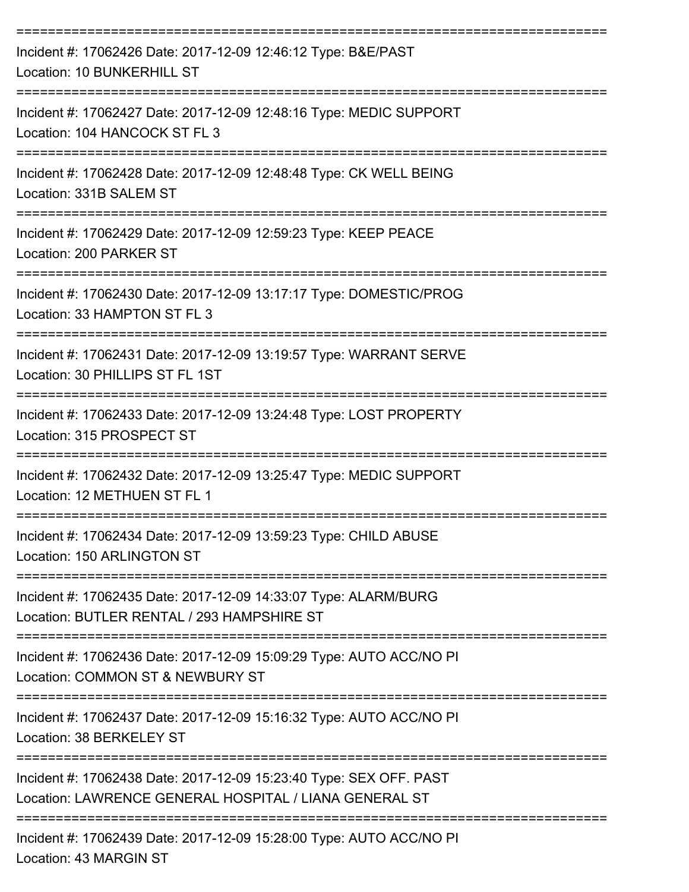===========================================================================

Incident #: 17062426 Date: 2017-12-09 12:46:12 Type: B&E/PAST
Location: 10 BUNKERHILL ST

===========================================================================

Incident #: 17062427 Date: 2017-12-09 12:48:16 Type: MEDIC SUPPORT
Location: 104 HANCOCK ST FL 3

===========================================================================

Incident #: 17062428 Date: 2017-12-09 12:48:48 Type: CK WELL BEING
Location: 331B SALEM ST

===========================================================================

Incident #: 17062429 Date: 2017-12-09 12:59:23 Type: KEEP PEACE
Location: 200 PARKER ST

===========================================================================

Incident #: 17062430 Date: 2017-12-09 13:17:17 Type: DOMESTIC/PROG
Location: 33 HAMPTON ST FL 3

===========================================================================

Incident #: 17062431 Date: 2017-12-09 13:19:57 Type: WARRANT SERVE
Location: 30 PHILLIPS ST FL 1ST

===========================================================================

Incident #: 17062433 Date: 2017-12-09 13:24:48 Type: LOST PROPERTY
Location: 315 PROSPECT ST

===========================================================================

Incident #: 17062432 Date: 2017-12-09 13:25:47 Type: MEDIC SUPPORT
Location: 12 METHUEN ST FL 1

===========================================================================

Incident #: 17062434 Date: 2017-12-09 13:59:23 Type: CHILD ABUSE
Location: 150 ARLINGTON ST

===========================================================================

Incident #: 17062435 Date: 2017-12-09 14:33:07 Type: ALARM/BURG
Location: BUTLER RENTAL / 293 HAMPSHIRE ST

===========================================================================

Incident #: 17062436 Date: 2017-12-09 15:09:29 Type: AUTO ACC/NO PI
Location: COMMON ST & NEWBURY ST

===========================================================================

Incident #: 17062437 Date: 2017-12-09 15:16:32 Type: AUTO ACC/NO PI
Location: 38 BERKELEY ST

===========================================================================

Incident #: 17062438 Date: 2017-12-09 15:23:40 Type: SEX OFF. PAST
Location: LAWRENCE GENERAL HOSPITAL / LIANA GENERAL ST

===========================================================================

Incident #: 17062439 Date: 2017-12-09 15:28:00 Type: AUTO ACC/NO PI
Location: 43 MARGIN ST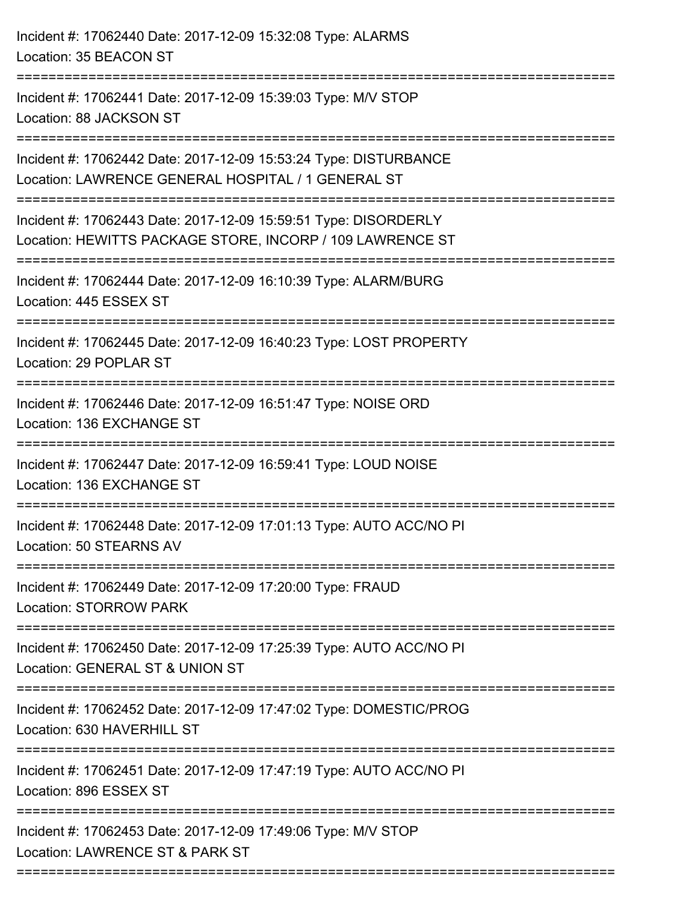Incident #: 17062440 Date: 2017-12-09 15:32:08 Type: ALARMS
Location: 35 BEACON ST

===========================================================================

Incident #: 17062441 Date: 2017-12-09 15:39:03 Type: M/V STOP
Location: 88 JACKSON ST

===========================================================================

Incident #: 17062442 Date: 2017-12-09 15:53:24 Type: DISTURBANCE
Location: LAWRENCE GENERAL HOSPITAL / 1 GENERAL ST

===========================================================================

Incident #: 17062443 Date: 2017-12-09 15:59:51 Type: DISORDERLY
Location: HEWITTS PACKAGE STORE, INCORP / 109 LAWRENCE ST

===========================================================================

Incident #: 17062444 Date: 2017-12-09 16:10:39 Type: ALARM/BURG
Location: 445 ESSEX ST

===========================================================================

Incident #: 17062445 Date: 2017-12-09 16:40:23 Type: LOST PROPERTY
Location: 29 POPLAR ST

===========================================================================

Incident #: 17062446 Date: 2017-12-09 16:51:47 Type: NOISE ORD
Location: 136 EXCHANGE ST

===========================================================================

Incident #: 17062447 Date: 2017-12-09 16:59:41 Type: LOUD NOISE
Location: 136 EXCHANGE ST

===========================================================================

Incident #: 17062448 Date: 2017-12-09 17:01:13 Type: AUTO ACC/NO PI
Location: 50 STEARNS AV

===========================================================================

Incident #: 17062449 Date: 2017-12-09 17:20:00 Type: FRAUD
Location: STORROW PARK

===========================================================================

Incident #: 17062450 Date: 2017-12-09 17:25:39 Type: AUTO ACC/NO PI
Location: GENERAL ST & UNION ST

===========================================================================

Incident #: 17062452 Date: 2017-12-09 17:47:02 Type: DOMESTIC/PROG
Location: 630 HAVERHILL ST

===========================================================================

Incident #: 17062451 Date: 2017-12-09 17:47:19 Type: AUTO ACC/NO PI
Location: 896 ESSEX ST

===========================================================================

Incident #: 17062453 Date: 2017-12-09 17:49:06 Type: M/V STOP
Location: LAWRENCE ST & PARK ST

===========================================================================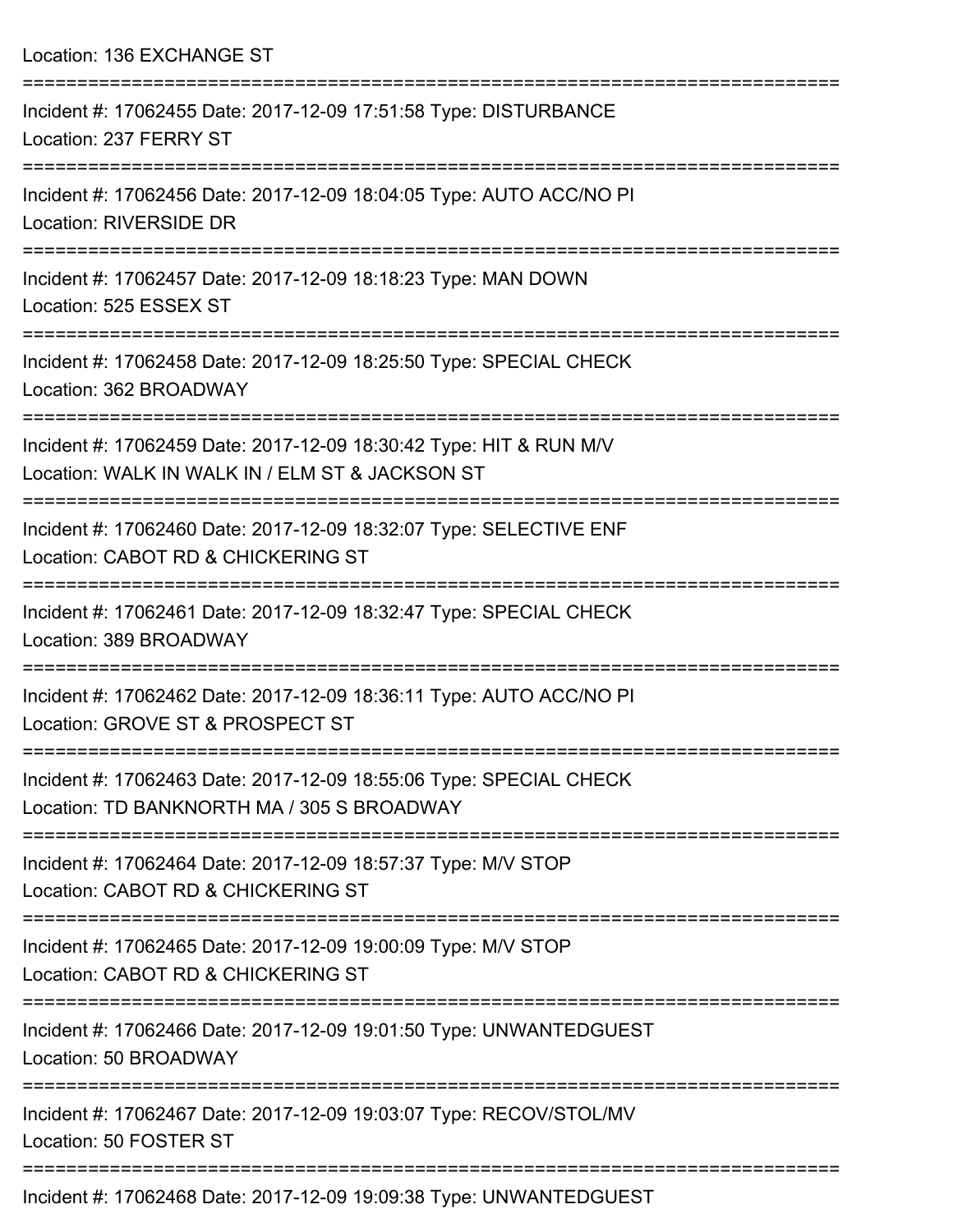Location: 136 EXCHANGE ST

===========================================================================

Incident #: 17062455 Date: 2017-12-09 17:51:58 Type: DISTURBANCE
Location: 237 FERRY ST

===========================================================================

Incident #: 17062456 Date: 2017-12-09 18:04:05 Type: AUTO ACC/NO PI
Location: RIVERSIDE DR

===========================================================================

Incident #: 17062457 Date: 2017-12-09 18:18:23 Type: MAN DOWN
Location: 525 ESSEX ST

===========================================================================

Incident #: 17062458 Date: 2017-12-09 18:25:50 Type: SPECIAL CHECK
Location: 362 BROADWAY

===========================================================================

Incident #: 17062459 Date: 2017-12-09 18:30:42 Type: HIT & RUN M/V
Location: WALK IN WALK IN / ELM ST & JACKSON ST

===========================================================================

Incident #: 17062460 Date: 2017-12-09 18:32:07 Type: SELECTIVE ENF
Location: CABOT RD & CHICKERING ST

===========================================================================

Incident #: 17062461 Date: 2017-12-09 18:32:47 Type: SPECIAL CHECK
Location: 389 BROADWAY

===========================================================================

Incident #: 17062462 Date: 2017-12-09 18:36:11 Type: AUTO ACC/NO PI
Location: GROVE ST & PROSPECT ST

===========================================================================

Incident #: 17062463 Date: 2017-12-09 18:55:06 Type: SPECIAL CHECK
Location: TD BANKNORTH MA / 305 S BROADWAY

===========================================================================

Incident #: 17062464 Date: 2017-12-09 18:57:37 Type: M/V STOP
Location: CABOT RD & CHICKERING ST

===========================================================================

Incident #: 17062465 Date: 2017-12-09 19:00:09 Type: M/V STOP
Location: CABOT RD & CHICKERING ST

===========================================================================

Incident #: 17062466 Date: 2017-12-09 19:01:50 Type: UNWANTEDGUEST
Location: 50 BROADWAY

===========================================================================

Incident #: 17062467 Date: 2017-12-09 19:03:07 Type: RECOV/STOL/MV
Location: 50 FOSTER ST

===========================================================================

Incident #: 17062468 Date: 2017-12-09 19:09:38 Type: UNWANTEDGUEST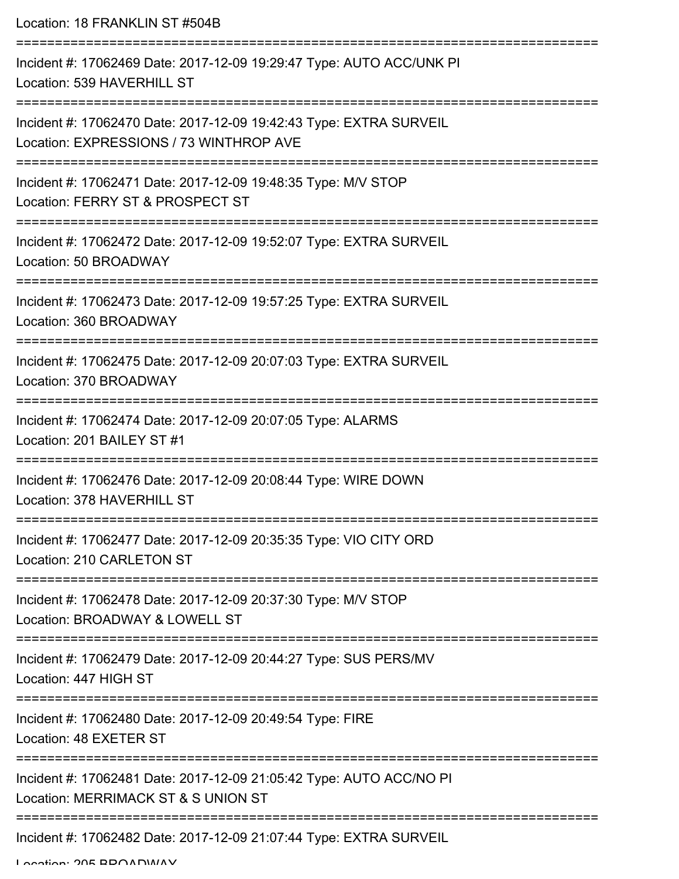Location: 18 FRANKLIN ST #504B

===========================================================================

Incident #: 17062469 Date: 2017-12-09 19:29:47 Type: AUTO ACC/UNK PI

Location: 539 HAVERHILL ST

===========================================================================

Incident #: 17062470 Date: 2017-12-09 19:42:43 Type: EXTRA SURVEIL

Location: EXPRESSIONS / 73 WINTHROP AVE

===========================================================================

Incident #: 17062471 Date: 2017-12-09 19:48:35 Type: M/V STOP

Location: FERRY ST & PROSPECT ST

===========================================================================

Incident #: 17062472 Date: 2017-12-09 19:52:07 Type: EXTRA SURVEIL

Location: 50 BROADWAY

===========================================================================

Incident #: 17062473 Date: 2017-12-09 19:57:25 Type: EXTRA SURVEIL

Location: 360 BROADWAY

===========================================================================

Incident #: 17062475 Date: 2017-12-09 20:07:03 Type: EXTRA SURVEIL

Location: 370 BROADWAY

===========================================================================

Incident #: 17062474 Date: 2017-12-09 20:07:05 Type: ALARMS

Location: 201 BAILEY ST #1

===========================================================================

Incident #: 17062476 Date: 2017-12-09 20:08:44 Type: WIRE DOWN

Location: 378 HAVERHILL ST

===========================================================================

Incident #: 17062477 Date: 2017-12-09 20:35:35 Type: VIO CITY ORD

Location: 210 CARLETON ST

===========================================================================

Incident #: 17062478 Date: 2017-12-09 20:37:30 Type: M/V STOP

Location: BROADWAY & LOWELL ST

===========================================================================

Incident #: 17062479 Date: 2017-12-09 20:44:27 Type: SUS PERS/MV

Location: 447 HIGH ST

===========================================================================

Incident #: 17062480 Date: 2017-12-09 20:49:54 Type: FIRE

Location: 48 EXETER ST

===========================================================================

Incident #: 17062481 Date: 2017-12-09 21:05:42 Type: AUTO ACC/NO PI

Location: MERRIMACK ST & S UNION ST

===========================================================================

Incident #: 17062482 Date: 2017-12-09 21:07:44 Type: EXTRA SURVEIL

Location: 205 BROADWAY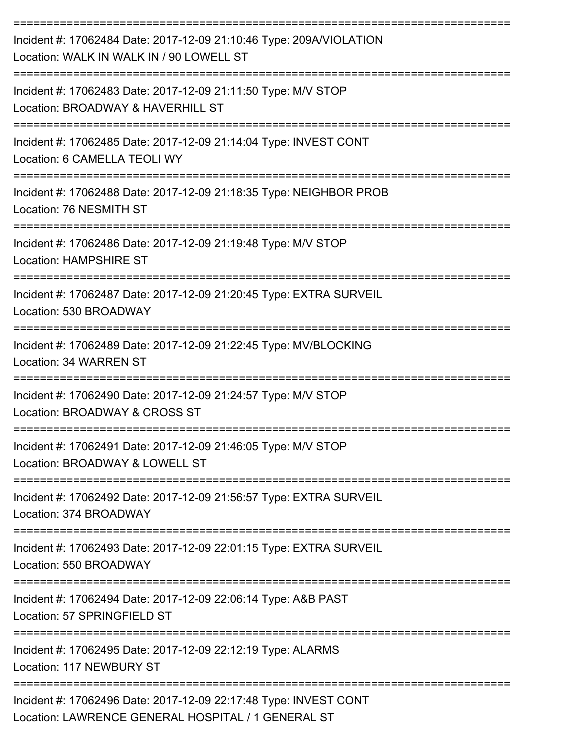===========================================================================

Incident #: 17062484 Date: 2017-12-09 21:10:46 Type: 209A/VIOLATION
Location: WALK IN WALK IN / 90 LOWELL ST

===========================================================================

Incident #: 17062483 Date: 2017-12-09 21:11:50 Type: M/V STOP
Location: BROADWAY & HAVERHILL ST

===========================================================================

Incident #: 17062485 Date: 2017-12-09 21:14:04 Type: INVEST CONT
Location: 6 CAMELLA TEOLI WY

===========================================================================

Incident #: 17062488 Date: 2017-12-09 21:18:35 Type: NEIGHBOR PROB
Location: 76 NESMITH ST

===========================================================================

Incident #: 17062486 Date: 2017-12-09 21:19:48 Type: M/V STOP
Location: HAMPSHIRE ST

===========================================================================

Incident #: 17062487 Date: 2017-12-09 21:20:45 Type: EXTRA SURVEIL
Location: 530 BROADWAY

===========================================================================

Incident #: 17062489 Date: 2017-12-09 21:22:45 Type: MV/BLOCKING
Location: 34 WARREN ST

===========================================================================

Incident #: 17062490 Date: 2017-12-09 21:24:57 Type: M/V STOP
Location: BROADWAY & CROSS ST

===========================================================================

Incident #: 17062491 Date: 2017-12-09 21:46:05 Type: M/V STOP
Location: BROADWAY & LOWELL ST

===========================================================================

Incident #: 17062492 Date: 2017-12-09 21:56:57 Type: EXTRA SURVEIL
Location: 374 BROADWAY

===========================================================================

Incident #: 17062493 Date: 2017-12-09 22:01:15 Type: EXTRA SURVEIL
Location: 550 BROADWAY

===========================================================================

Incident #: 17062494 Date: 2017-12-09 22:06:14 Type: A&B PAST
Location: 57 SPRINGFIELD ST

===========================================================================

Incident #: 17062495 Date: 2017-12-09 22:12:19 Type: ALARMS
Location: 117 NEWBURY ST

===========================================================================

Incident #: 17062496 Date: 2017-12-09 22:17:48 Type: INVEST CONT
Location: LAWRENCE GENERAL HOSPITAL / 1 GENERAL ST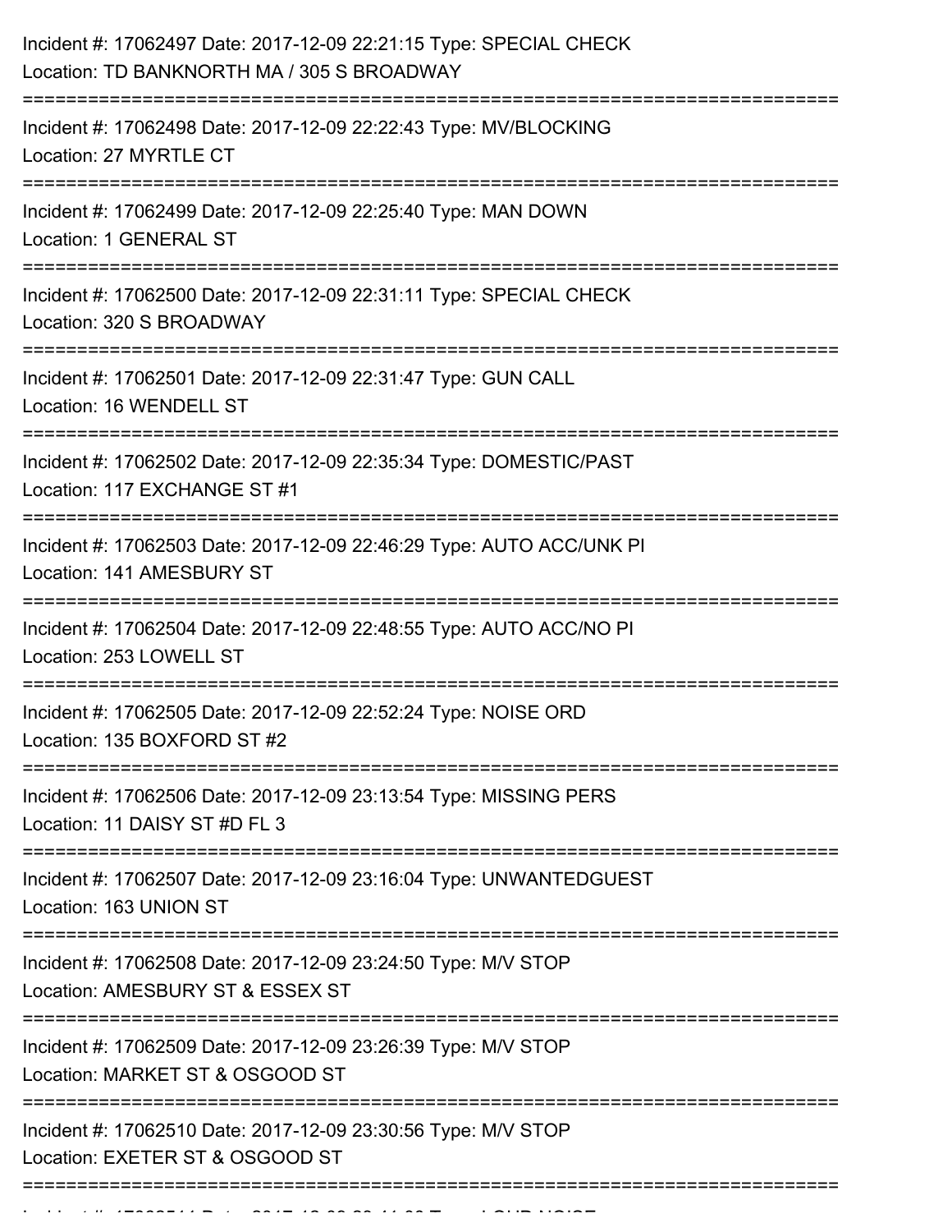Incident #: 17062497 Date: 2017-12-09 22:21:15 Type: SPECIAL CHECK
Location: TD BANKNORTH MA / 305 S BROADWAY

===========================================================================

Incident #: 17062498 Date: 2017-12-09 22:22:43 Type: MV/BLOCKING
Location: 27 MYRTLE CT

===========================================================================

Incident #: 17062499 Date: 2017-12-09 22:25:40 Type: MAN DOWN
Location: 1 GENERAL ST

===========================================================================

Incident #: 17062500 Date: 2017-12-09 22:31:11 Type: SPECIAL CHECK
Location: 320 S BROADWAY

===========================================================================

Incident #: 17062501 Date: 2017-12-09 22:31:47 Type: GUN CALL
Location: 16 WENDELL ST

===========================================================================

Incident #: 17062502 Date: 2017-12-09 22:35:34 Type: DOMESTIC/PAST
Location: 117 EXCHANGE ST #1

===========================================================================

Incident #: 17062503 Date: 2017-12-09 22:46:29 Type: AUTO ACC/UNK PI
Location: 141 AMESBURY ST

===========================================================================

Incident #: 17062504 Date: 2017-12-09 22:48:55 Type: AUTO ACC/NO PI
Location: 253 LOWELL ST

===========================================================================

Incident #: 17062505 Date: 2017-12-09 22:52:24 Type: NOISE ORD
Location: 135 BOXFORD ST #2

===========================================================================

Incident #: 17062506 Date: 2017-12-09 23:13:54 Type: MISSING PERS
Location: 11 DAISY ST #D FL 3

===========================================================================

Incident #: 17062507 Date: 2017-12-09 23:16:04 Type: UNWANTEDGUEST
Location: 163 UNION ST

===========================================================================

Incident #: 17062508 Date: 2017-12-09 23:24:50 Type: M/V STOP
Location: AMESBURY ST & ESSEX ST

===========================================================================

Incident #: 17062509 Date: 2017-12-09 23:26:39 Type: M/V STOP
Location: MARKET ST & OSGOOD ST

===========================================================================

Incident #: 17062510 Date: 2017-12-09 23:30:56 Type: M/V STOP
Location: EXETER ST & OSGOOD ST

===========================================================================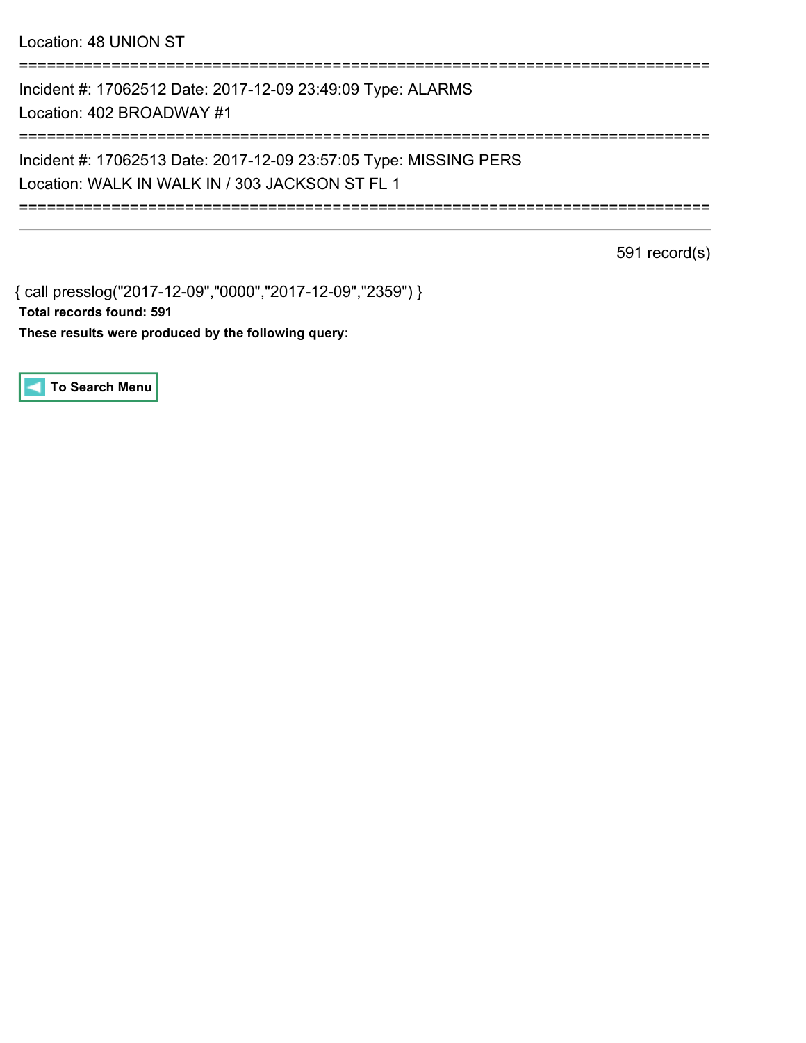Location: 48 UNION ST

===========================================================================

Incident #: 17062512 Date: 2017-12-09 23:49:09 Type: ALARMS

Location: 402 BROADWAY #1

===========================================================================

Incident #: 17062513 Date: 2017-12-09 23:57:05 Type: MISSING PERS

Location: WALK IN WALK IN / 303 JACKSON ST FL 1

===========================================================================

591 record(s)

{ call presslog("2017-12-09","0000","2017-12-09","2359") }

**Total records found: 591**

**These results were produced by the following query:**

**To Search Menu**